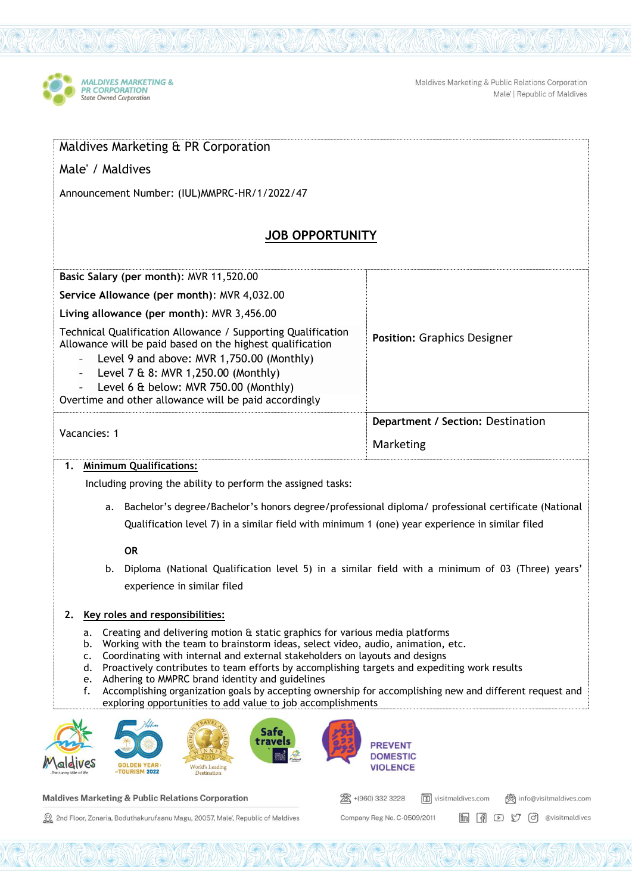Maldives Marketing & PR Corporation

Male' / Maldives

Announcement Number: (IUL)MMPRC-HR/1/2022/47

## JOB OPPORTUNITY

| | |
|---|---|
| **Basic Salary (per month)**: MVR 11,520.00<br>**Service Allowance (per month)**: MVR 4,032.00<br>**Living allowance (per month)**: MVR 3,456.00<br>Technical Qualification Allowance / Supporting Qualification Allowance will be paid based on the highest qualification<br>- Level 9 and above: MVR 1,750.00 (Monthly)<br>- Level 7 & 8: MVR 1,250.00 (Monthly)<br>- Level 6 & below: MVR 750.00 (Monthly)<br>Overtime and other allowance will be paid accordingly | **Position:** Graphics Designer |
| Vacancies: 1 | **Department / Section:** Destination Marketing |

1. **Minimum Qualifications:**

   Including proving the ability to perform the assigned tasks:

   a. Bachelor's degree/Bachelor's honors degree/professional diploma/ professional certificate (National Qualification level 7) in a similar field with minimum 1 (one) year experience in similar filed

   **OR**

   b. Diploma (National Qualification level 5) in a similar field with a minimum of 03 (Three) years' experience in similar filed

2. **Key roles and responsibilities:**

   a. Creating and delivering motion & static graphics for various media platforms
   b. Working with the team to brainstorm ideas, select video, audio, animation, etc.
   c. Coordinating with internal and external stakeholders on layouts and designs
   d. Proactively contributes to team efforts by accomplishing targets and expediting work results
   e. Adhering to MMPRC brand identity and guidelines
   f. Accomplishing organization goals by accepting ownership for accomplishing new and different request and exploring opportunities to add value to job accomplishments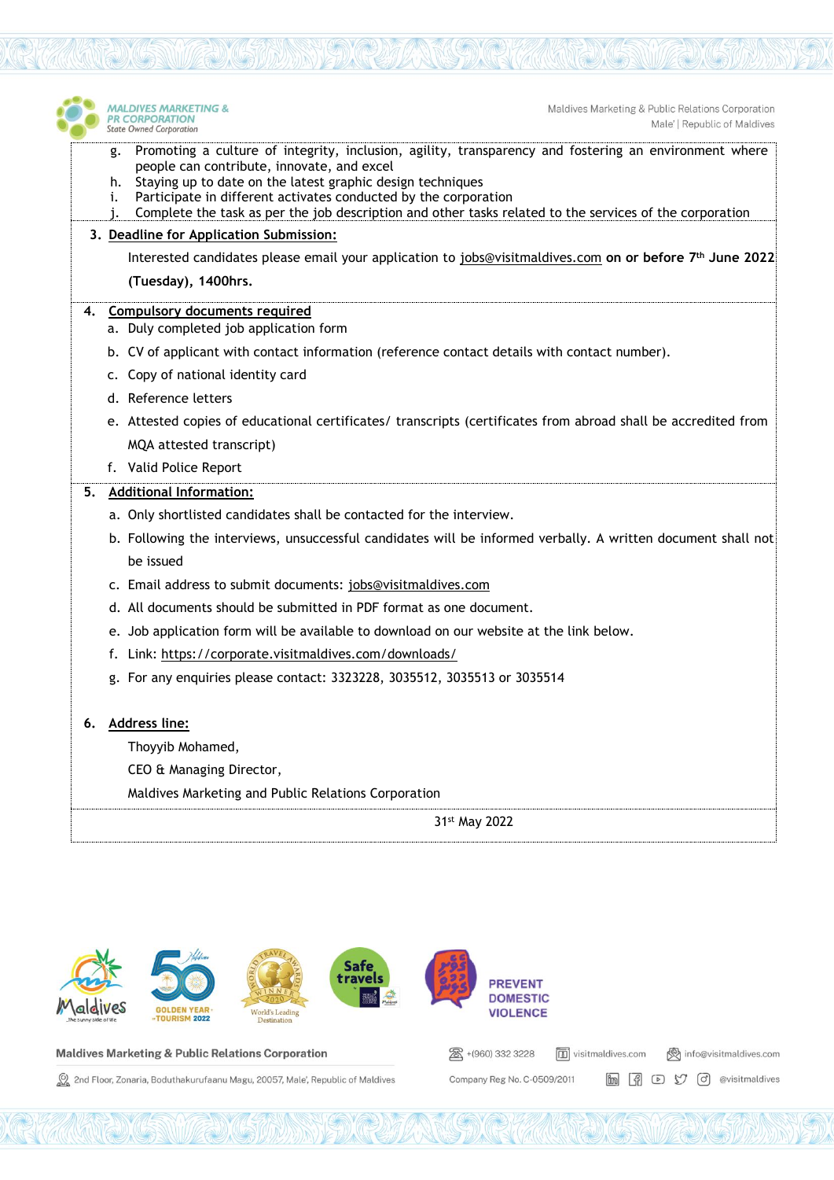g. Promoting a culture of integrity, inclusion, agility, transparency and fostering an environment where people can contribute, innovate, and excel
h. Staying up to date on the latest graphic design techniques
i. Participate in different activates conducted by the corporation
j. Complete the task as per the job description and other tasks related to the services of the corporation

3. **Deadline for Application Submission:**

   Interested candidates please email your application to jobs@visitmaldives.com **on or before 7th June 2022 (Tuesday), 1400hrs.**

4. **Compulsory documents required**
   a. Duly completed job application form
   b. CV of applicant with contact information (reference contact details with contact number).
   c. Copy of national identity card
   d. Reference letters
   e. Attested copies of educational certificates/ transcripts (certificates from abroad shall be accredited from MQA attested transcript)
   f. Valid Police Report

5. **Additional Information:**
   a. Only shortlisted candidates shall be contacted for the interview.
   b. Following the interviews, unsuccessful candidates will be informed verbally. A written document shall not be issued
   c. Email address to submit documents: jobs@visitmaldives.com
   d. All documents should be submitted in PDF format as one document.
   e. Job application form will be available to download on our website at the link below.
   f. Link: https://corporate.visitmaldives.com/downloads/
   g. For any enquiries please contact: 3323228, 3035512, 3035513 or 3035514

6. **Address line:**

   Thoyyib Mohamed,
   CEO & Managing Director,
   Maldives Marketing and Public Relations Corporation

31st May 2022